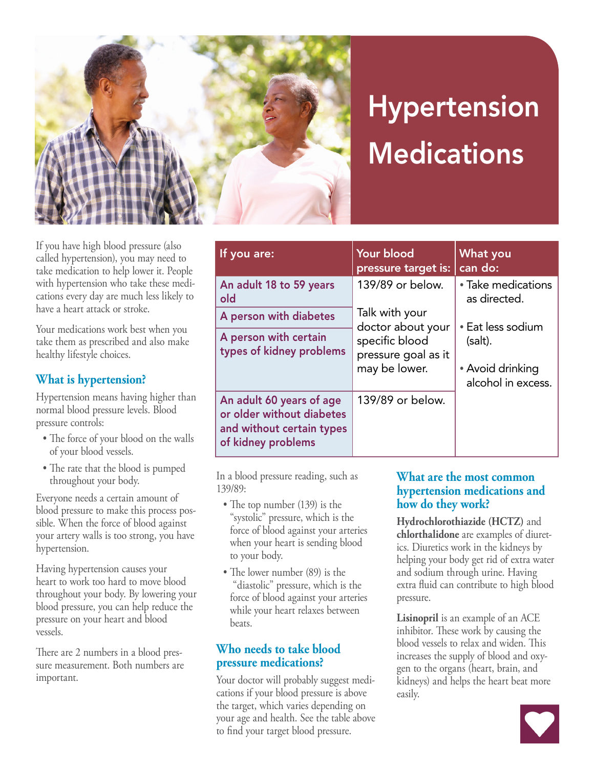# Hypertension Medications

If you have high blood pressure (also called hypertension), you may need to take medication to help lower it. People with hypertension who take these medications every day are much less likely to have a heart attack or stroke.

Your medications work best when you take them as prescribed and also make healthy lifestyle choices.

## What is hypertension?

Hypertension means having higher than normal blood pressure levels. Blood pressure controls:

- The force of your blood on the walls of your blood vessels.
- The rate that the blood is pumped throughout your body.

Everyone needs a certain amount of blood pressure to make this process possible. When the force of blood against your artery walls is too strong, you have hypertension.

Having hypertension causes your heart to work too hard to move blood throughout your body. By lowering your blood pressure, you can help reduce the pressure on your heart and blood vessels.

There are 2 numbers in a blood pressure measurement. Both numbers are important.

| If you are: | Your blood pressure target is: | What you can do: |
|---|---|---|
| An adult 18 to 59 years old | 139/89 or below. | • Take medications as directed. • Eat less sodium (salt). • Avoid drinking alcohol in excess. |
| A person with diabetes | Talk with your doctor about your specific blood pressure goal as it may be lower. | |
| A person with certain types of kidney problems | | |
| An adult 60 years of age or older without diabetes and without certain types of kidney problems | 139/89 or below. | |

In a blood pressure reading, such as 139/89:

- The top number (139) is the "systolic" pressure, which is the force of blood against your arteries when your heart is sending blood to your body.
- The lower number (89) is the "diastolic" pressure, which is the force of blood against your arteries while your heart relaxes between beats.

## Who needs to take blood pressure medications?

Your doctor will probably suggest medications if your blood pressure is above the target, which varies depending on your age and health. See the table above to find your target blood pressure.

## What are the most common hypertension medications and how do they work?

**Hydrochlorothiazide (HCTZ)** and **chlorthalidone** are examples of diuretics. Diuretics work in the kidneys by helping your body get rid of extra water and sodium through urine. Having extra fluid can contribute to high blood pressure.

**Lisinopril** is an example of an ACE inhibitor. These work by causing the blood vessels to relax and widen. This increases the supply of blood and oxygen to the organs (heart, brain, and kidneys) and helps the heart beat more easily.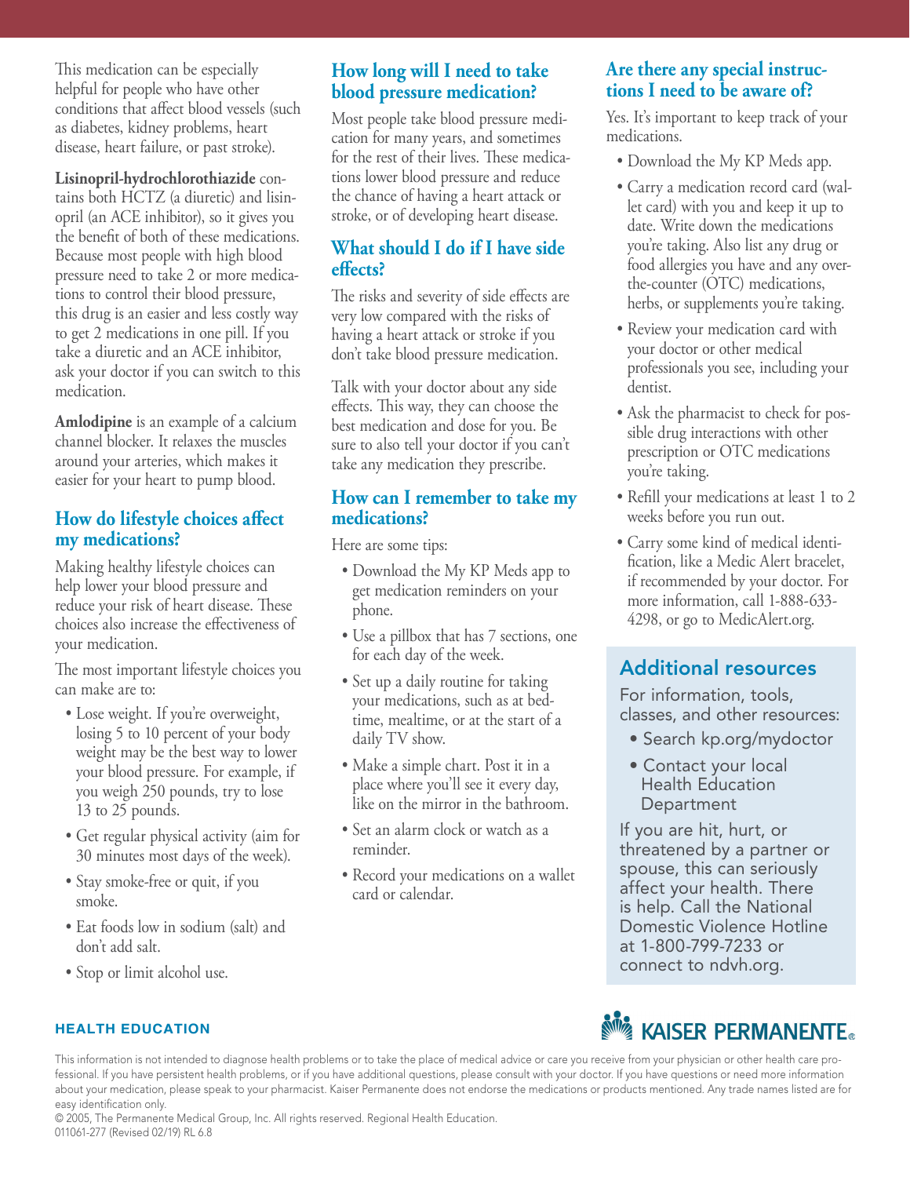This medication can be especially helpful for people who have other conditions that affect blood vessels (such as diabetes, kidney problems, heart disease, heart failure, or past stroke).

**Lisinopril-hydrochlorothiazide** contains both HCTZ (a diuretic) and lisinopril (an ACE inhibitor), so it gives you the benefit of both of these medications. Because most people with high blood pressure need to take 2 or more medications to control their blood pressure, this drug is an easier and less costly way to get 2 medications in one pill. If you take a diuretic and an ACE inhibitor, ask your doctor if you can switch to this medication.

**Amlodipine** is an example of a calcium channel blocker. It relaxes the muscles around your arteries, which makes it easier for your heart to pump blood.

## How do lifestyle choices affect my medications?

Making healthy lifestyle choices can help lower your blood pressure and reduce your risk of heart disease. These choices also increase the effectiveness of your medication.

The most important lifestyle choices you can make are to:

- Lose weight. If you're overweight, losing 5 to 10 percent of your body weight may be the best way to lower your blood pressure. For example, if you weigh 250 pounds, try to lose 13 to 25 pounds.
- Get regular physical activity (aim for 30 minutes most days of the week).
- Stay smoke-free or quit, if you smoke.
- Eat foods low in sodium (salt) and don't add salt.
- Stop or limit alcohol use.

## How long will I need to take blood pressure medication?

Most people take blood pressure medication for many years, and sometimes for the rest of their lives. These medications lower blood pressure and reduce the chance of having a heart attack or stroke, or of developing heart disease.

## What should I do if I have side effects?

The risks and severity of side effects are very low compared with the risks of having a heart attack or stroke if you don't take blood pressure medication.

Talk with your doctor about any side effects. This way, they can choose the best medication and dose for you. Be sure to also tell your doctor if you can't take any medication they prescribe.

## How can I remember to take my medications?

Here are some tips:

- Download the My KP Meds app to get medication reminders on your phone.
- Use a pillbox that has 7 sections, one for each day of the week.
- Set up a daily routine for taking your medications, such as at bedtime, mealtime, or at the start of a daily TV show.
- Make a simple chart. Post it in a place where you'll see it every day, like on the mirror in the bathroom.
- Set an alarm clock or watch as a reminder.
- Record your medications on a wallet card or calendar.

## Are there any special instructions I need to be aware of?

Yes. It's important to keep track of your medications.

- Download the My KP Meds app.
- Carry a medication record card (wallet card) with you and keep it up to date. Write down the medications you're taking. Also list any drug or food allergies you have and any over-the-counter (OTC) medications, herbs, or supplements you're taking.
- Review your medication card with your doctor or other medical professionals you see, including your dentist.
- Ask the pharmacist to check for possible drug interactions with other prescription or OTC medications you're taking.
- Refill your medications at least 1 to 2 weeks before you run out.
- Carry some kind of medical identification, like a Medic Alert bracelet, if recommended by your doctor. For more information, call 1-888-633-4298, or go to MedicAlert.org.

## Additional resources

For information, tools, classes, and other resources:

- Search kp.org/mydoctor
- Contact your local Health Education Department

If you are hit, hurt, or threatened by a partner or spouse, this can seriously affect your health. There is help. Call the National Domestic Violence Hotline at 1-800-799-7233 or connect to ndvh.org.

HEALTH EDUCATION

KAISER PERMANENTE®

This information is not intended to diagnose health problems or to take the place of medical advice or care you receive from your physician or other health care professional. If you have persistent health problems, or if you have additional questions, please consult with your doctor. If you have questions or need more information about your medication, please speak to your pharmacist. Kaiser Permanente does not endorse the medications or products mentioned. Any trade names listed are for easy identification only.

© 2005, The Permanente Medical Group, Inc. All rights reserved. Regional Health Education.
011061-277 (Revised 02/19) RL 6.8